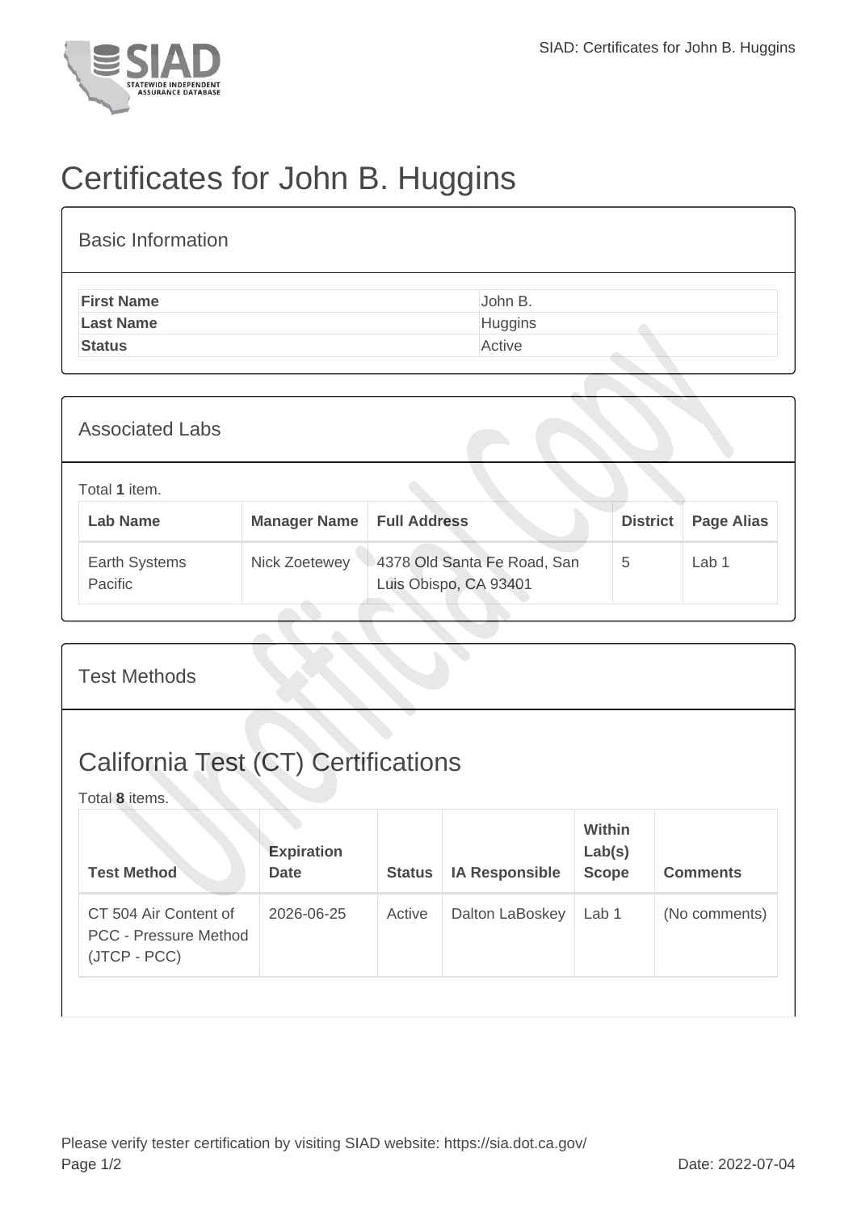# Certificates for John B. Huggins

## Basic Information

| | |
|---|---|
| **First Name** | John B. |
| **Last Name** | Huggins |
| **Status** | Active |

## Associated Labs

Total **1** item.

| Lab Name | Manager Name | Full Address | District | Page Alias |
|---|---|---|---|---|
| Earth Systems Pacific | Nick Zoetewey | 4378 Old Santa Fe Road, San Luis Obispo, CA 93401 | 5 | Lab 1 |

## Test Methods

### California Test (CT) Certifications

Total **8** items.

| Test Method | Expiration Date | Status | IA Responsible | Within Lab(s) Scope | Comments |
|---|---|---|---|---|---|
| CT 504 Air Content of PCC - Pressure Method (JTCP - PCC) | 2026-06-25 | Active | Dalton LaBoskey | Lab 1 | (No comments) |

Please verify tester certification by visiting SIAD website: https://sia.dot.ca.gov/

Date: 2022-07-04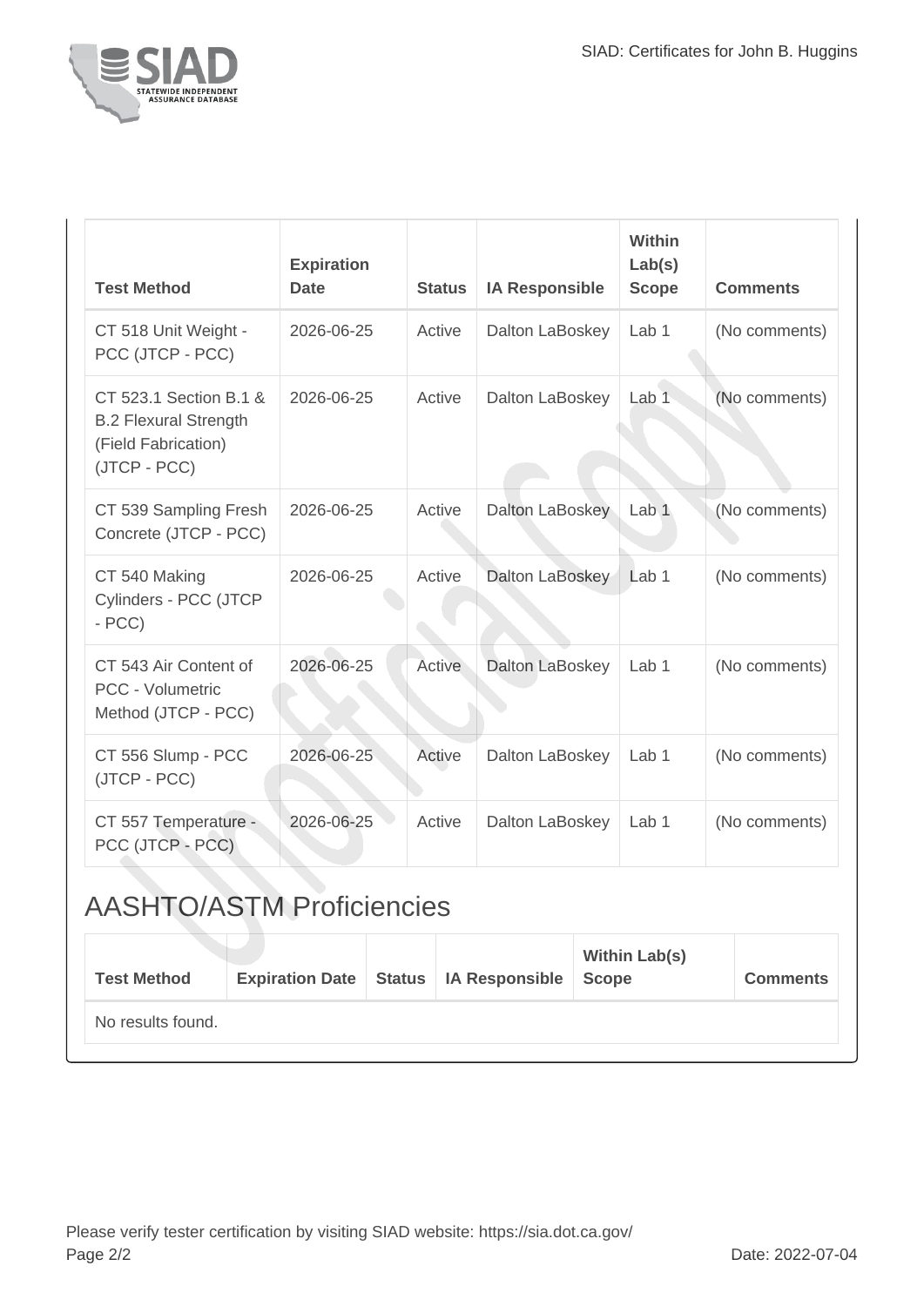| Test Method | Expiration Date | Status | IA Responsible | Within Lab(s) Scope | Comments |
|---|---|---|---|---|---|
| CT 518 Unit Weight - PCC (JTCP - PCC) | 2026-06-25 | Active | Dalton LaBoskey | Lab 1 | (No comments) |
| CT 523.1 Section B.1 & B.2 Flexural Strength (Field Fabrication) (JTCP - PCC) | 2026-06-25 | Active | Dalton LaBoskey | Lab 1 | (No comments) |
| CT 539 Sampling Fresh Concrete (JTCP - PCC) | 2026-06-25 | Active | Dalton LaBoskey | Lab 1 | (No comments) |
| CT 540 Making Cylinders - PCC (JTCP - PCC) | 2026-06-25 | Active | Dalton LaBoskey | Lab 1 | (No comments) |
| CT 543 Air Content of PCC - Volumetric Method (JTCP - PCC) | 2026-06-25 | Active | Dalton LaBoskey | Lab 1 | (No comments) |
| CT 556 Slump - PCC (JTCP - PCC) | 2026-06-25 | Active | Dalton LaBoskey | Lab 1 | (No comments) |
| CT 557 Temperature - PCC (JTCP - PCC) | 2026-06-25 | Active | Dalton LaBoskey | Lab 1 | (No comments) |

## AASHTO/ASTM Proficiencies

| Test Method | Expiration Date | Status | IA Responsible | Within Lab(s) Scope | Comments |
|---|---|---|---|---|---|
| No results found. | | | | | |

Please verify tester certification by visiting SIAD website: https://sia.dot.ca.gov/

Date: 2022-07-04